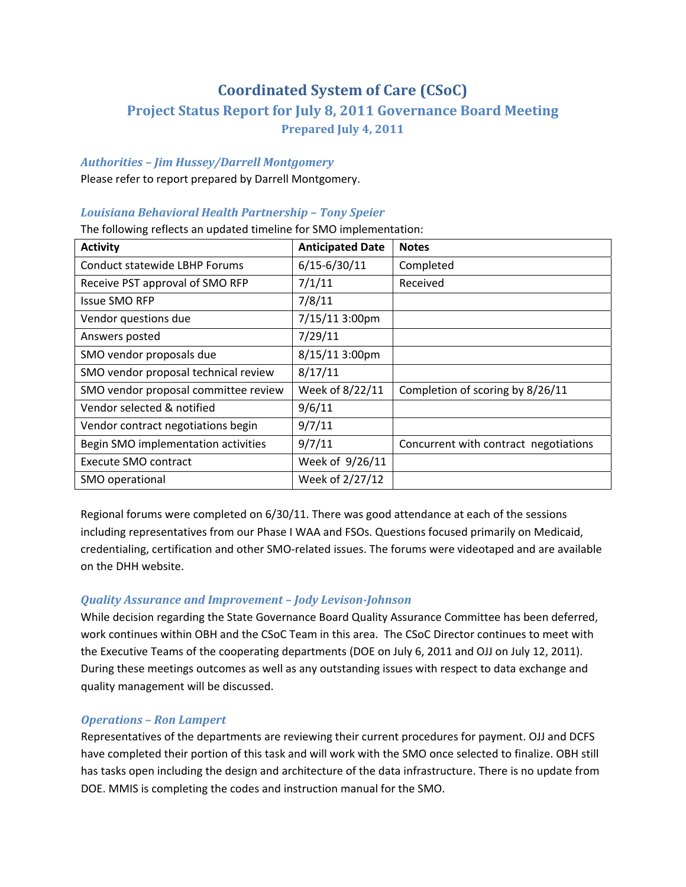# Coordinated System of Care (CSoC)

## Project Status Report for July 8, 2011 Governance Board Meeting

### Prepared July 4, 2011

### *Authorities – Jim Hussey/Darrell Montgomery*

Please refer to report prepared by Darrell Montgomery.

### *Louisiana Behavioral Health Partnership – Tony Speier*

The following reflects an updated timeline for SMO implementation:

| Activity | Anticipated Date | Notes |
|---|---|---|
| Conduct statewide LBHP Forums | 6/15-6/30/11 | Completed |
| Receive PST approval of SMO RFP | 7/1/11 | Received |
| Issue SMO RFP | 7/8/11 | |
| Vendor questions due | 7/15/11 3:00pm | |
| Answers posted | 7/29/11 | |
| SMO vendor proposals due | 8/15/11 3:00pm | |
| SMO vendor proposal technical review | 8/17/11 | |
| SMO vendor proposal committee review | Week of 8/22/11 | Completion of scoring by 8/26/11 |
| Vendor selected & notified | 9/6/11 | |
| Vendor contract negotiations begin | 9/7/11 | |
| Begin SMO implementation activities | 9/7/11 | Concurrent with contract negotiations |
| Execute SMO contract | Week of 9/26/11 | |
| SMO operational | Week of 2/27/12 | |

Regional forums were completed on 6/30/11. There was good attendance at each of the sessions including representatives from our Phase I WAA and FSOs. Questions focused primarily on Medicaid, credentialing, certification and other SMO-related issues. The forums were videotaped and are available on the DHH website.

### *Quality Assurance and Improvement – Jody Levison-Johnson*

While decision regarding the State Governance Board Quality Assurance Committee has been deferred, work continues within OBH and the CSoC Team in this area. The CSoC Director continues to meet with the Executive Teams of the cooperating departments (DOE on July 6, 2011 and OJJ on July 12, 2011). During these meetings outcomes as well as any outstanding issues with respect to data exchange and quality management will be discussed.

### *Operations – Ron Lampert*

Representatives of the departments are reviewing their current procedures for payment. OJJ and DCFS have completed their portion of this task and will work with the SMO once selected to finalize. OBH still has tasks open including the design and architecture of the data infrastructure. There is no update from DOE. MMIS is completing the codes and instruction manual for the SMO.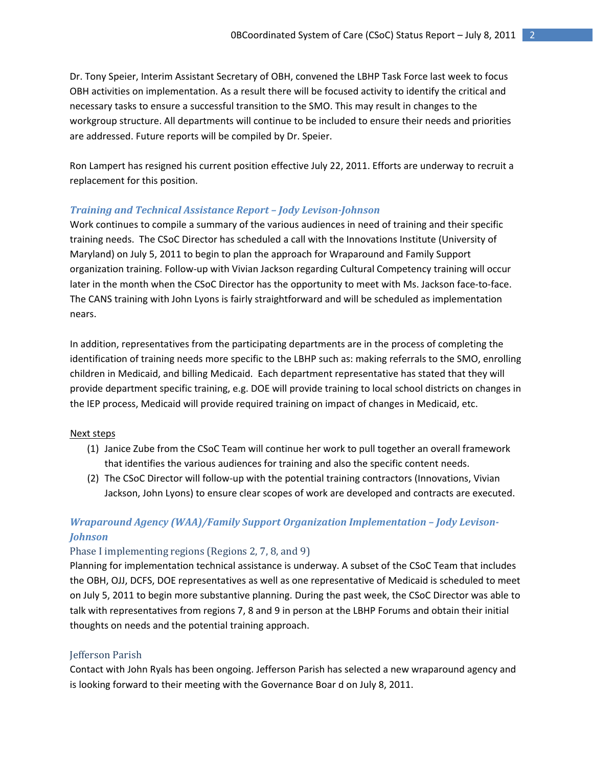Dr. Tony Speier, Interim Assistant Secretary of OBH, convened the LBHP Task Force last week to focus OBH activities on implementation. As a result there will be focused activity to identify the critical and necessary tasks to ensure a successful transition to the SMO. This may result in changes to the workgroup structure. All departments will continue to be included to ensure their needs and priorities are addressed. Future reports will be compiled by Dr. Speier.

Ron Lampert has resigned his current position effective July 22, 2011. Efforts are underway to recruit a replacement for this position.

### *Training and Technical Assistance Report – Jody Levison-Johnson*

Work continues to compile a summary of the various audiences in need of training and their specific training needs. The CSoC Director has scheduled a call with the Innovations Institute (University of Maryland) on July 5, 2011 to begin to plan the approach for Wraparound and Family Support organization training. Follow-up with Vivian Jackson regarding Cultural Competency training will occur later in the month when the CSoC Director has the opportunity to meet with Ms. Jackson face-to-face. The CANS training with John Lyons is fairly straightforward and will be scheduled as implementation nears.

In addition, representatives from the participating departments are in the process of completing the identification of training needs more specific to the LBHP such as: making referrals to the SMO, enrolling children in Medicaid, and billing Medicaid. Each department representative has stated that they will provide department specific training, e.g. DOE will provide training to local school districts on changes in the IEP process, Medicaid will provide required training on impact of changes in Medicaid, etc.

<u>Next steps</u>

(1) Janice Zube from the CSoC Team will continue her work to pull together an overall framework that identifies the various audiences for training and also the specific content needs.
(2) The CSoC Director will follow-up with the potential training contractors (Innovations, Vivian Jackson, John Lyons) to ensure clear scopes of work are developed and contracts are executed.

### *Wraparound Agency (WAA)/Family Support Organization Implementation – Jody Levison-Johnson*

#### Phase I implementing regions (Regions 2, 7, 8, and 9)

Planning for implementation technical assistance is underway. A subset of the CSoC Team that includes the OBH, OJJ, DCFS, DOE representatives as well as one representative of Medicaid is scheduled to meet on July 5, 2011 to begin more substantive planning. During the past week, the CSoC Director was able to talk with representatives from regions 7, 8 and 9 in person at the LBHP Forums and obtain their initial thoughts on needs and the potential training approach.

#### Jefferson Parish

Contact with John Ryals has been ongoing. Jefferson Parish has selected a new wraparound agency and is looking forward to their meeting with the Governance Boar d on July 8, 2011.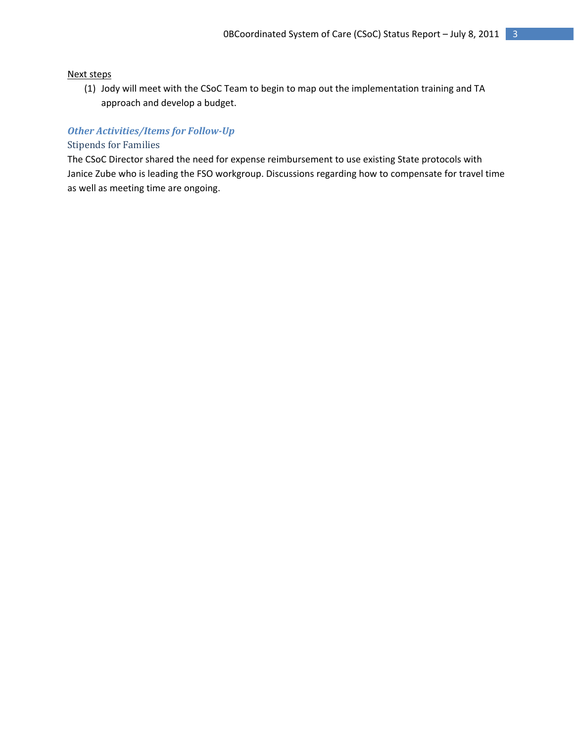Next steps

(1) Jody will meet with the CSoC Team to begin to map out the implementation training and TA approach and develop a budget.

## *Other Activities/Items for Follow-Up*

### Stipends for Families

The CSoC Director shared the need for expense reimbursement to use existing State protocols with Janice Zube who is leading the FSO workgroup. Discussions regarding how to compensate for travel time as well as meeting time are ongoing.